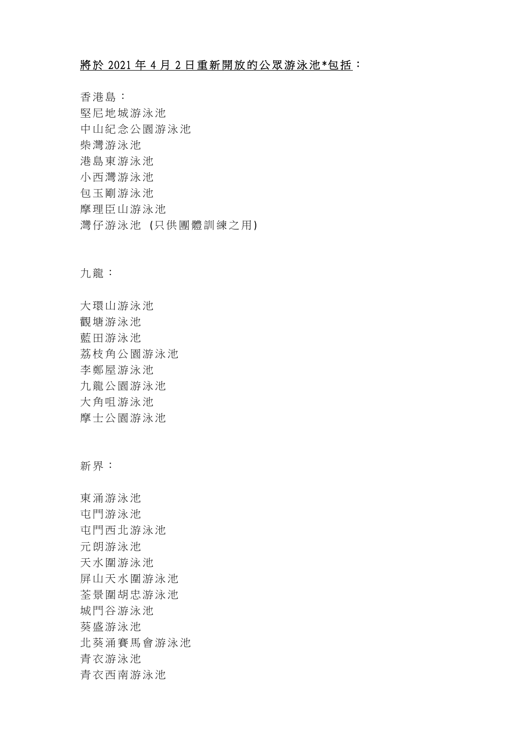<u>將於 2021 年 4 月 2 日重新開放的公眾游泳池*包括</u>：

香港島：
堅尼地城游泳池
中山紀念公園游泳池
柴灣游泳池
港島東游泳池
小西灣游泳池
包玉剛游泳池
摩理臣山游泳池
灣仔游泳池 (只供團體訓練之用)

九龍：

大環山游泳池
觀塘游泳池
藍田游泳池
荔枝角公園游泳池
李鄭屋游泳池
九龍公園游泳池
大角咀游泳池
摩士公園游泳池

新界：

東涌游泳池
屯門游泳池
屯門西北游泳池
元朗游泳池
天水圍游泳池
屏山天水圍游泳池
荃景圍胡忠游泳池
城門谷游泳池
葵盛游泳池
北葵涌賽馬會游泳池
青衣游泳池
青衣西南游泳池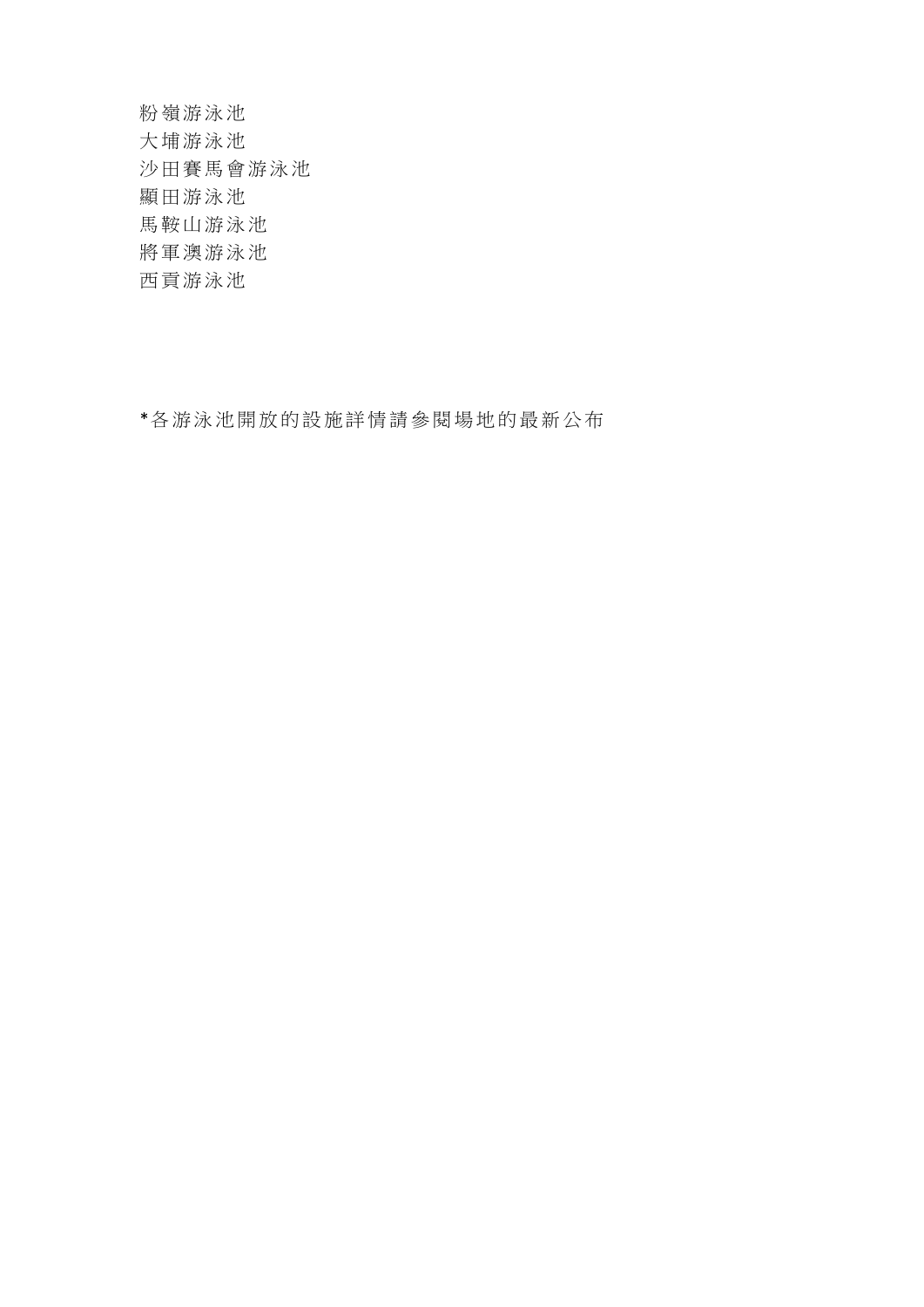粉嶺游泳池
大埔游泳池
沙田賽馬會游泳池
顯田游泳池
馬鞍山游泳池
將軍澳游泳池
西貢游泳池

*各游泳池開放的設施詳情請參閱場地的最新公布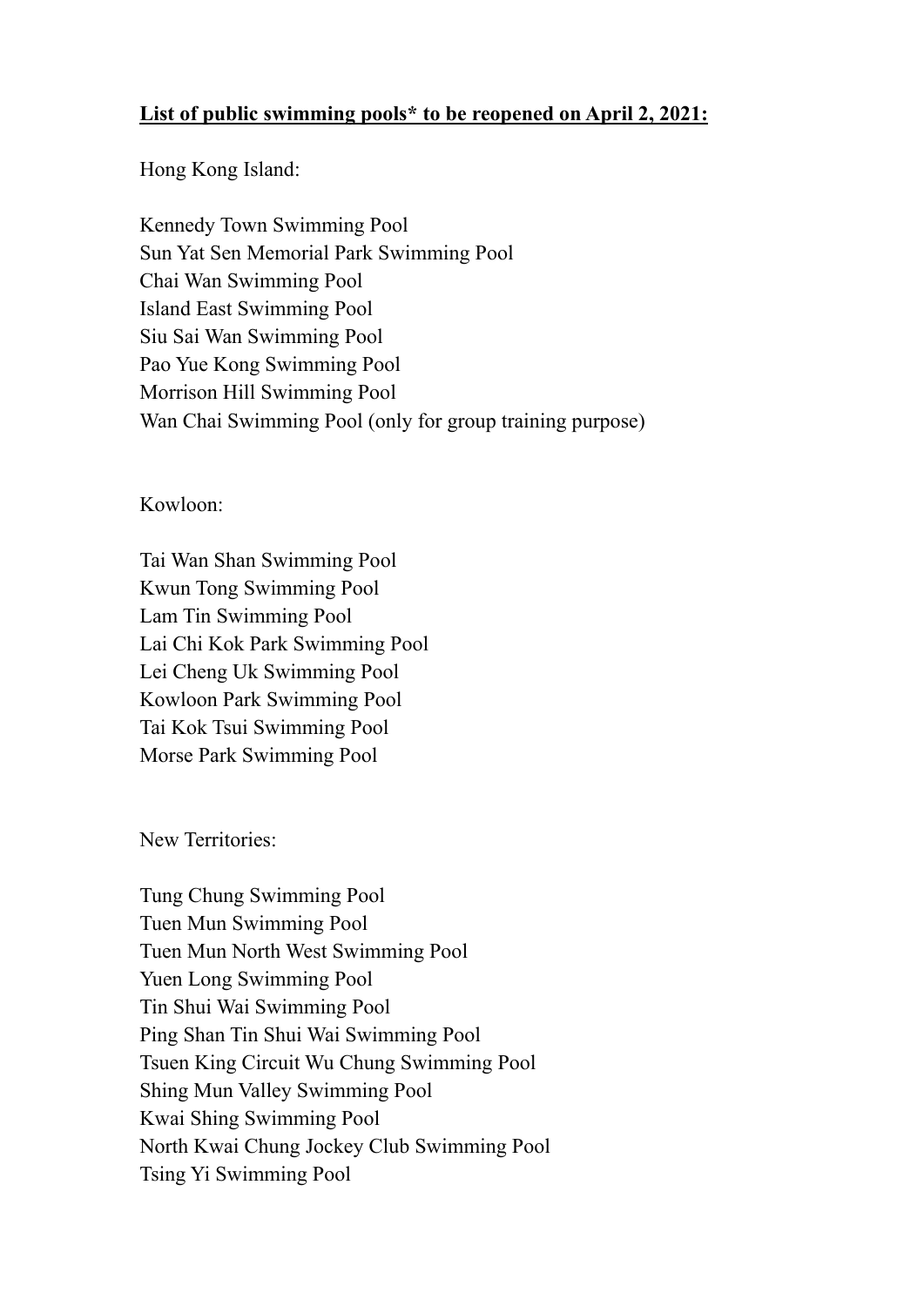**List of public swimming pools* to be reopened on April 2, 2021:**

Hong Kong Island:

Kennedy Town Swimming Pool
Sun Yat Sen Memorial Park Swimming Pool
Chai Wan Swimming Pool
Island East Swimming Pool
Siu Sai Wan Swimming Pool
Pao Yue Kong Swimming Pool
Morrison Hill Swimming Pool
Wan Chai Swimming Pool (only for group training purpose)

Kowloon:

Tai Wan Shan Swimming Pool
Kwun Tong Swimming Pool
Lam Tin Swimming Pool
Lai Chi Kok Park Swimming Pool
Lei Cheng Uk Swimming Pool
Kowloon Park Swimming Pool
Tai Kok Tsui Swimming Pool
Morse Park Swimming Pool

New Territories:

Tung Chung Swimming Pool
Tuen Mun Swimming Pool
Tuen Mun North West Swimming Pool
Yuen Long Swimming Pool
Tin Shui Wai Swimming Pool
Ping Shan Tin Shui Wai Swimming Pool
Tsuen King Circuit Wu Chung Swimming Pool
Shing Mun Valley Swimming Pool
Kwai Shing Swimming Pool
North Kwai Chung Jockey Club Swimming Pool
Tsing Yi Swimming Pool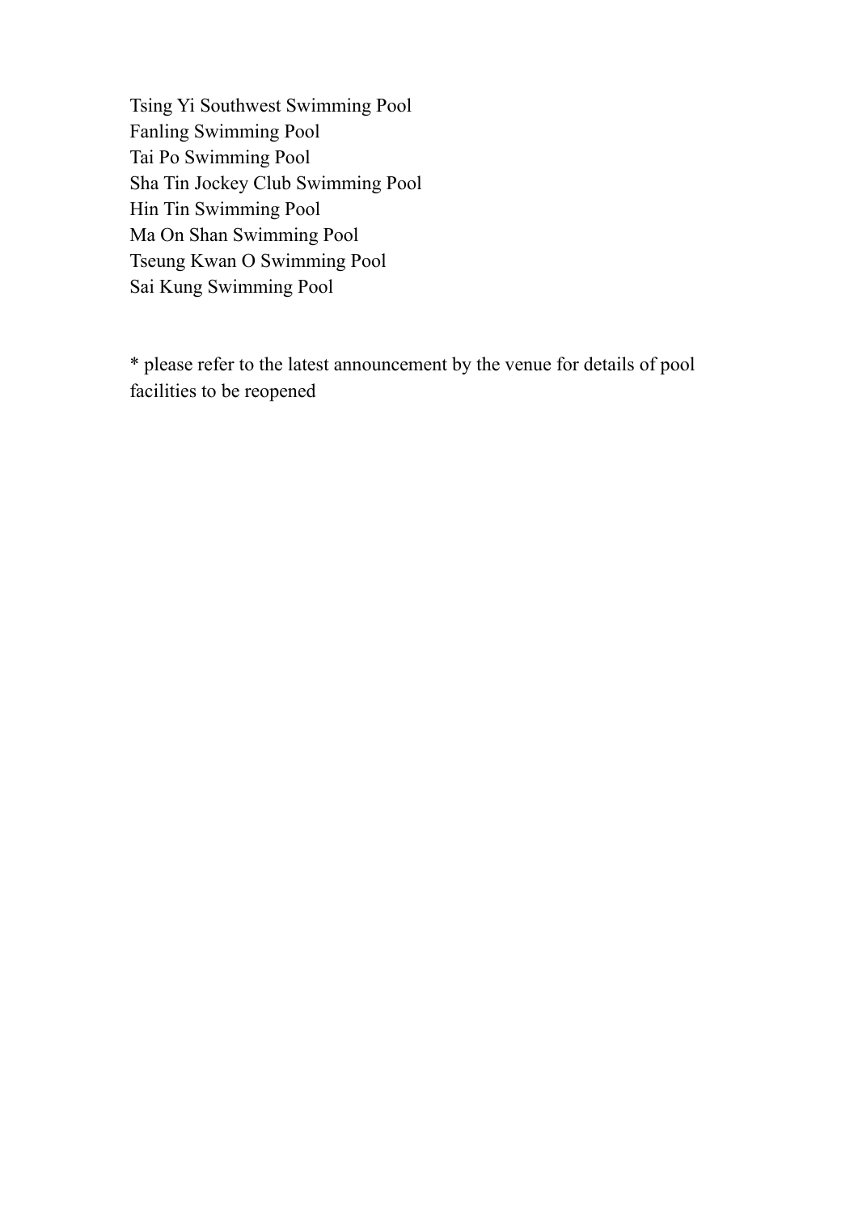Tsing Yi Southwest Swimming Pool
Fanling Swimming Pool
Tai Po Swimming Pool
Sha Tin Jockey Club Swimming Pool
Hin Tin Swimming Pool
Ma On Shan Swimming Pool
Tseung Kwan O Swimming Pool
Sai Kung Swimming Pool

* please refer to the latest announcement by the venue for details of pool facilities to be reopened